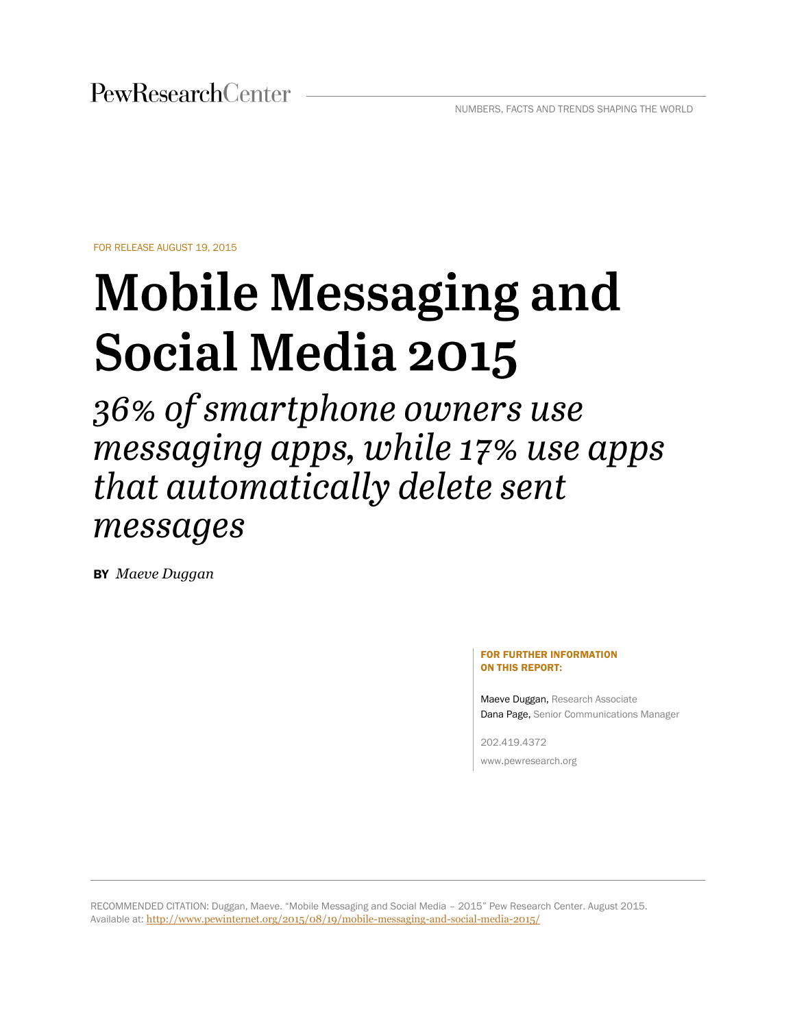PewResearchCenter

NUMBERS, FACTS AND TRENDS SHAPING THE WORLD

FOR RELEASE AUGUST 19, 2015

# Mobile Messaging and Social Media 2015

## *36% of smartphone owners use messaging apps, while 17% use apps that automatically delete sent messages*

**BY** *Maeve Duggan*

**FOR FURTHER INFORMATION ON THIS REPORT:**

Maeve Duggan, Research Associate
Dana Page, Senior Communications Manager

202.419.4372

www.pewresearch.org

RECOMMENDED CITATION: Duggan, Maeve. "Mobile Messaging and Social Media – 2015" Pew Research Center. August 2015. Available at: http://www.pewinternet.org/2015/08/19/mobile-messaging-and-social-media-2015/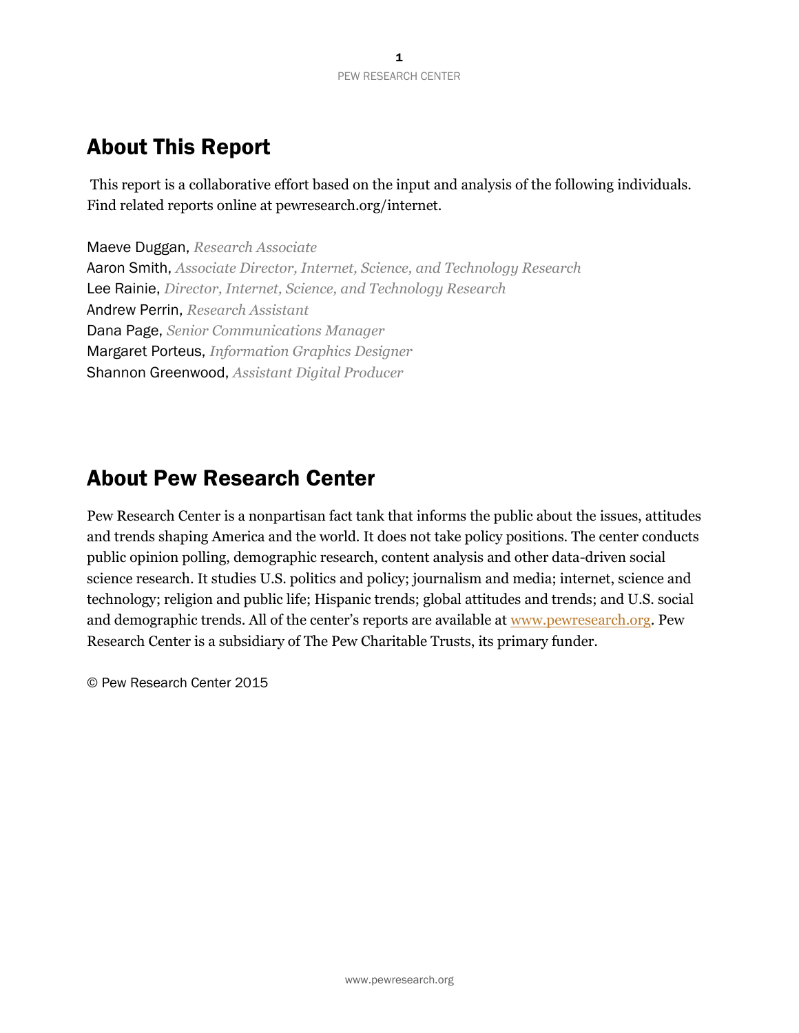## About This Report

This report is a collaborative effort based on the input and analysis of the following individuals. Find related reports online at pewresearch.org/internet.

Maeve Duggan, *Research Associate*
Aaron Smith, *Associate Director, Internet, Science, and Technology Research*
Lee Rainie, *Director, Internet, Science, and Technology Research*
Andrew Perrin, *Research Assistant*
Dana Page, *Senior Communications Manager*
Margaret Porteus, *Information Graphics Designer*
Shannon Greenwood, *Assistant Digital Producer*

## About Pew Research Center

Pew Research Center is a nonpartisan fact tank that informs the public about the issues, attitudes and trends shaping America and the world. It does not take policy positions. The center conducts public opinion polling, demographic research, content analysis and other data-driven social science research. It studies U.S. politics and policy; journalism and media; internet, science and technology; religion and public life; Hispanic trends; global attitudes and trends; and U.S. social and demographic trends. All of the center's reports are available at www.pewresearch.org. Pew Research Center is a subsidiary of The Pew Charitable Trusts, its primary funder.

© Pew Research Center 2015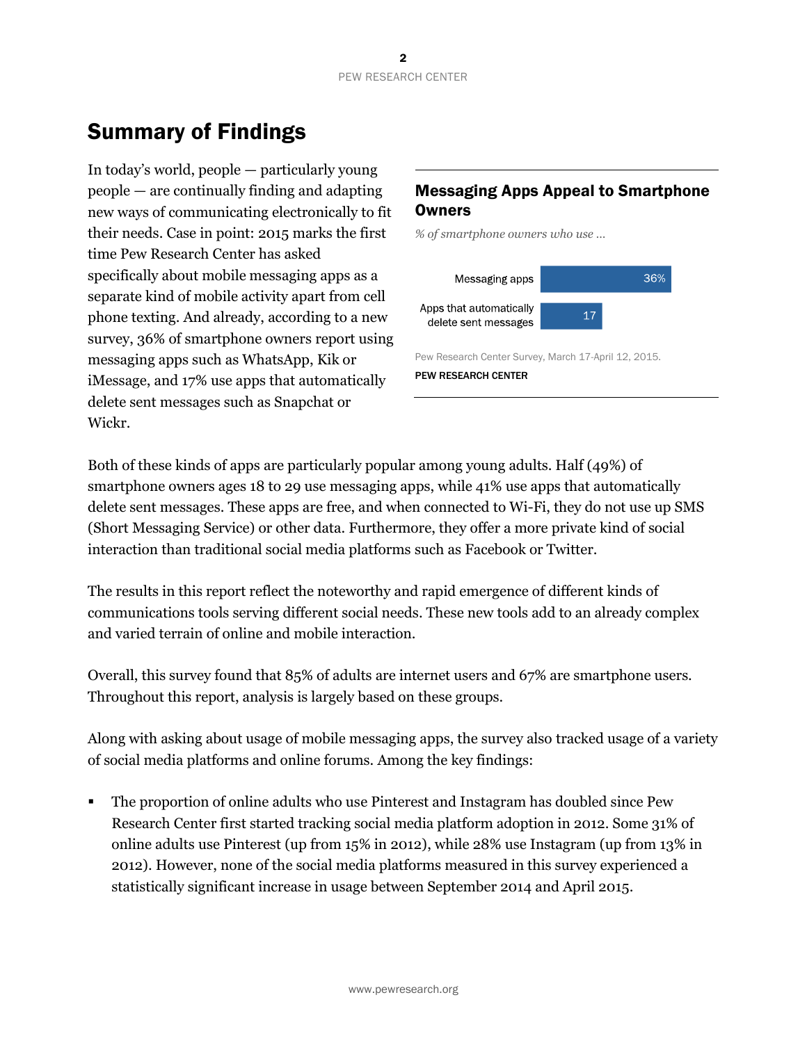# Summary of Findings

In today's world, people — particularly young people — are continually finding and adapting new ways of communicating electronically to fit their needs. Case in point: 2015 marks the first time Pew Research Center has asked specifically about mobile messaging apps as a separate kind of mobile activity apart from cell phone texting. And already, according to a new survey, 36% of smartphone owners report using messaging apps such as WhatsApp, Kik or iMessage, and 17% use apps that automatically delete sent messages such as Snapchat or Wickr.

**Messaging Apps Appeal to Smartphone Owners**

*% of smartphone owners who use ...*

| | % |
|---|---|
| Messaging apps | 36% |
| Apps that automatically delete sent messages | 17 |

Pew Research Center Survey, March 17-April 12, 2015.

PEW RESEARCH CENTER

Both of these kinds of apps are particularly popular among young adults. Half (49%) of smartphone owners ages 18 to 29 use messaging apps, while 41% use apps that automatically delete sent messages. These apps are free, and when connected to Wi-Fi, they do not use up SMS (Short Messaging Service) or other data. Furthermore, they offer a more private kind of social interaction than traditional social media platforms such as Facebook or Twitter.

The results in this report reflect the noteworthy and rapid emergence of different kinds of communications tools serving different social needs. These new tools add to an already complex and varied terrain of online and mobile interaction.

Overall, this survey found that 85% of adults are internet users and 67% are smartphone users. Throughout this report, analysis is largely based on these groups.

Along with asking about usage of mobile messaging apps, the survey also tracked usage of a variety of social media platforms and online forums. Among the key findings:

- The proportion of online adults who use Pinterest and Instagram has doubled since Pew Research Center first started tracking social media platform adoption in 2012. Some 31% of online adults use Pinterest (up from 15% in 2012), while 28% use Instagram (up from 13% in 2012). However, none of the social media platforms measured in this survey experienced a statistically significant increase in usage between September 2014 and April 2015.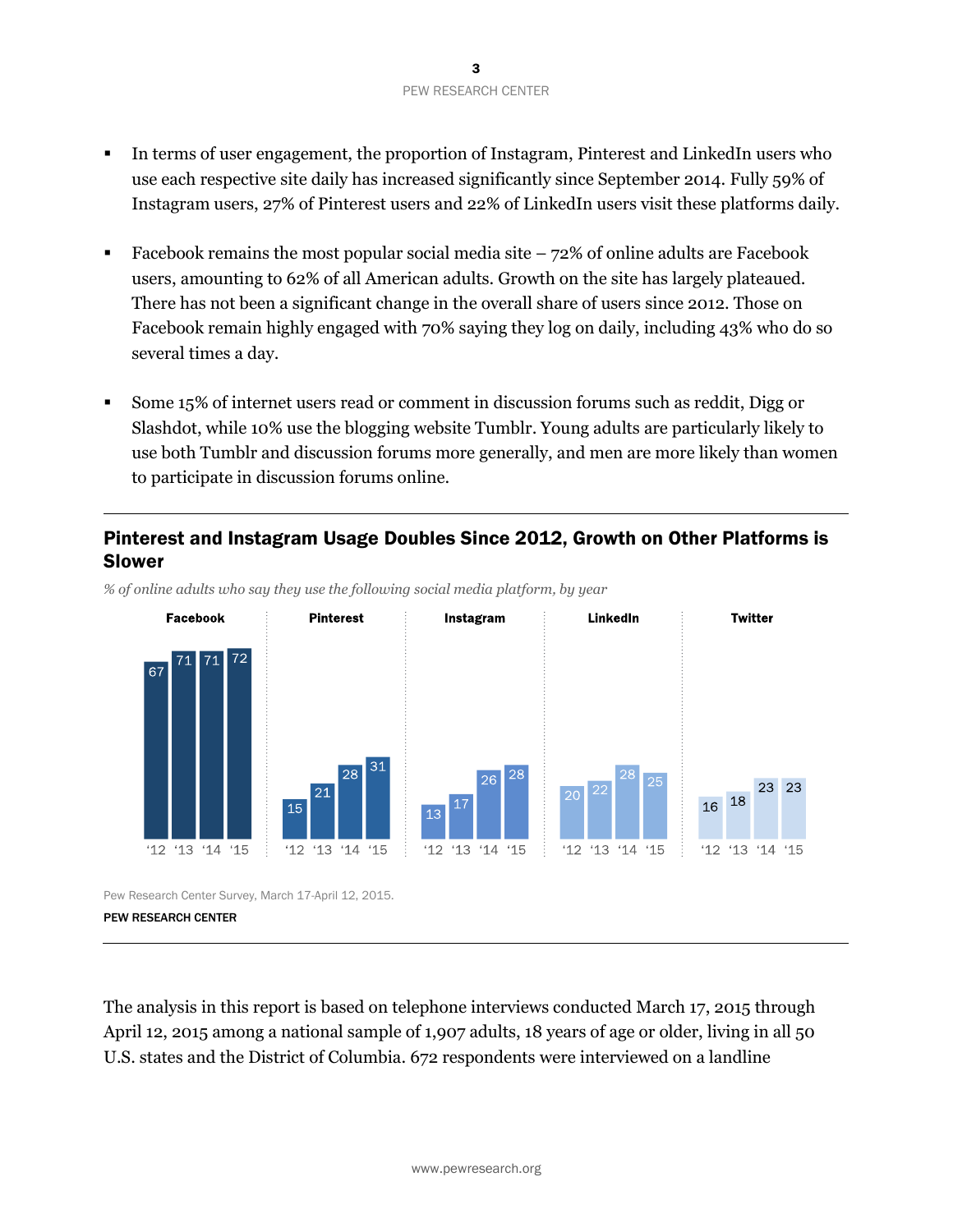- In terms of user engagement, the proportion of Instagram, Pinterest and LinkedIn users who use each respective site daily has increased significantly since September 2014. Fully 59% of Instagram users, 27% of Pinterest users and 22% of LinkedIn users visit these platforms daily.

- Facebook remains the most popular social media site – 72% of online adults are Facebook users, amounting to 62% of all American adults. Growth on the site has largely plateaued. There has not been a significant change in the overall share of users since 2012. Those on Facebook remain highly engaged with 70% saying they log on daily, including 43% who do so several times a day.

- Some 15% of internet users read or comment in discussion forums such as reddit, Digg or Slashdot, while 10% use the blogging website Tumblr. Young adults are particularly likely to use both Tumblr and discussion forums more generally, and men are more likely than women to participate in discussion forums online.

---

## Pinterest and Instagram Usage Doubles Since 2012, Growth on Other Platforms is Slower

*% of online adults who say they use the following social media platform, by year*

| | '12 | '13 | '14 | '15 |
|---|---|---|---|---|
| Facebook | 67 | 71 | 71 | 72 |
| Pinterest | 15 | 21 | 28 | 31 |
| Instagram | 13 | 17 | 26 | 28 |
| LinkedIn | 20 | 22 | 28 | 25 |
| Twitter | 16 | 18 | 23 | 23 |

Pew Research Center Survey, March 17-April 12, 2015.

**PEW RESEARCH CENTER**

---

The analysis in this report is based on telephone interviews conducted March 17, 2015 through April 12, 2015 among a national sample of 1,907 adults, 18 years of age or older, living in all 50 U.S. states and the District of Columbia. 672 respondents were interviewed on a landline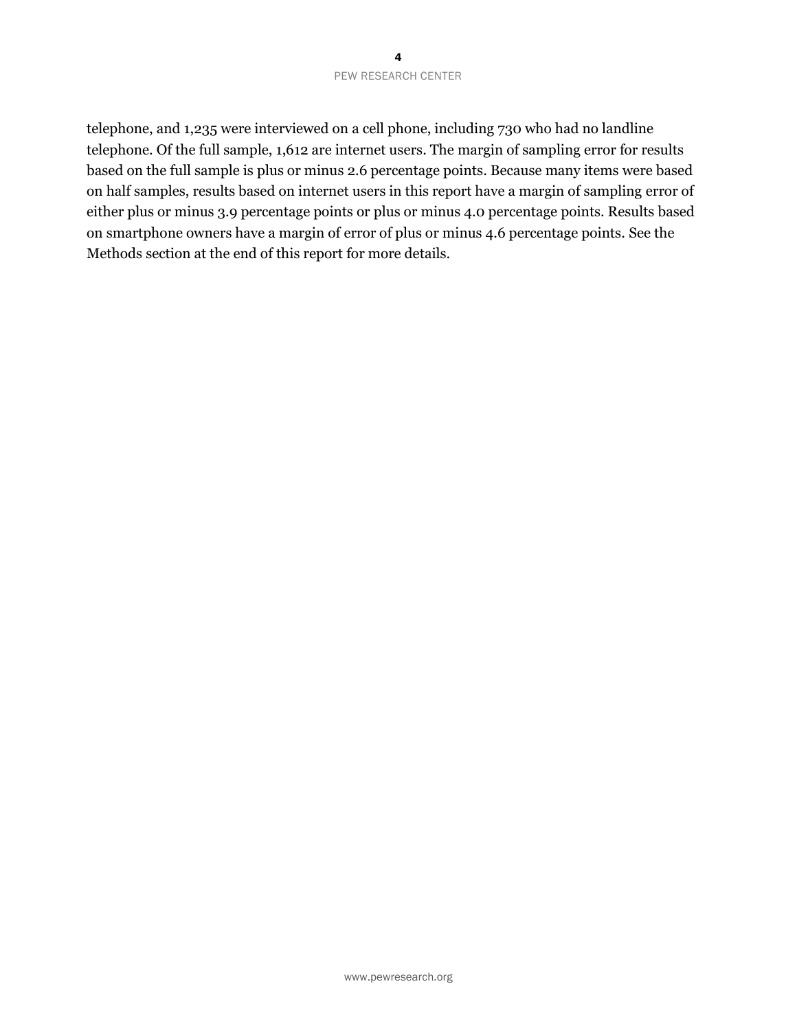telephone, and 1,235 were interviewed on a cell phone, including 730 who had no landline telephone. Of the full sample, 1,612 are internet users. The margin of sampling error for results based on the full sample is plus or minus 2.6 percentage points. Because many items were based on half samples, results based on internet users in this report have a margin of sampling error of either plus or minus 3.9 percentage points or plus or minus 4.0 percentage points. Results based on smartphone owners have a margin of error of plus or minus 4.6 percentage points. See the Methods section at the end of this report for more details.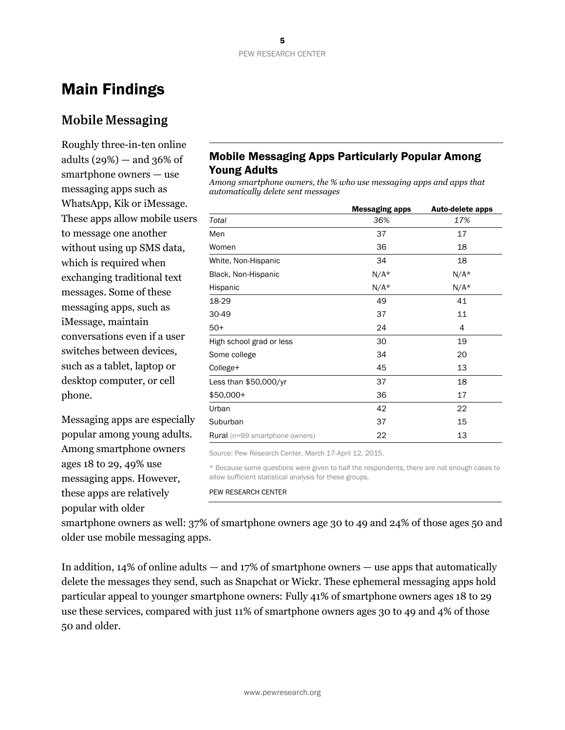# Main Findings

## Mobile Messaging

Roughly three-in-ten online adults (29%) — and 36% of smartphone owners — use messaging apps such as WhatsApp, Kik or iMessage. These apps allow mobile users to message one another without using up SMS data, which is required when exchanging traditional text messages. Some of these messaging apps, such as iMessage, maintain conversations even if a user switches between devices, such as a tablet, laptop or desktop computer, or cell phone.

Messaging apps are especially popular among young adults. Among smartphone owners ages 18 to 29, 49% use messaging apps. However, these apps are relatively popular with older smartphone owners as well: 37% of smartphone owners age 30 to 49 and 24% of those ages 50 and older use mobile messaging apps.

### Mobile Messaging Apps Particularly Popular Among Young Adults

*Among smartphone owners, the % who use messaging apps and apps that automatically delete sent messages*

| | Messaging apps | Auto-delete apps |
|---|---|---|
| *Total* | *36%* | *17%* |
| Men | 37 | 17 |
| Women | 36 | 18 |
| White, Non-Hispanic | 34 | 18 |
| Black, Non-Hispanic | N/A* | N/A* |
| Hispanic | N/A* | N/A* |
| 18-29 | 49 | 41 |
| 30-49 | 37 | 11 |
| 50+ | 24 | 4 |
| High school grad or less | 30 | 19 |
| Some college | 34 | 20 |
| College+ | 45 | 13 |
| Less than $50,000/yr | 37 | 18 |
| $50,000+ | 36 | 17 |
| Urban | 42 | 22 |
| Suburban | 37 | 15 |
| Rural (n=99 smartphone owners) | 22 | 13 |

Source: Pew Research Center, March 17-April 12, 2015.

* Because some questions were given to half the respondents, there are not enough cases to allow sufficient statistical analysis for these groups.

PEW RESEARCH CENTER

In addition, 14% of online adults — and 17% of smartphone owners — use apps that automatically delete the messages they send, such as Snapchat or Wickr. These ephemeral messaging apps hold particular appeal to younger smartphone owners: Fully 41% of smartphone owners ages 18 to 29 use these services, compared with just 11% of smartphone owners ages 30 to 49 and 4% of those 50 and older.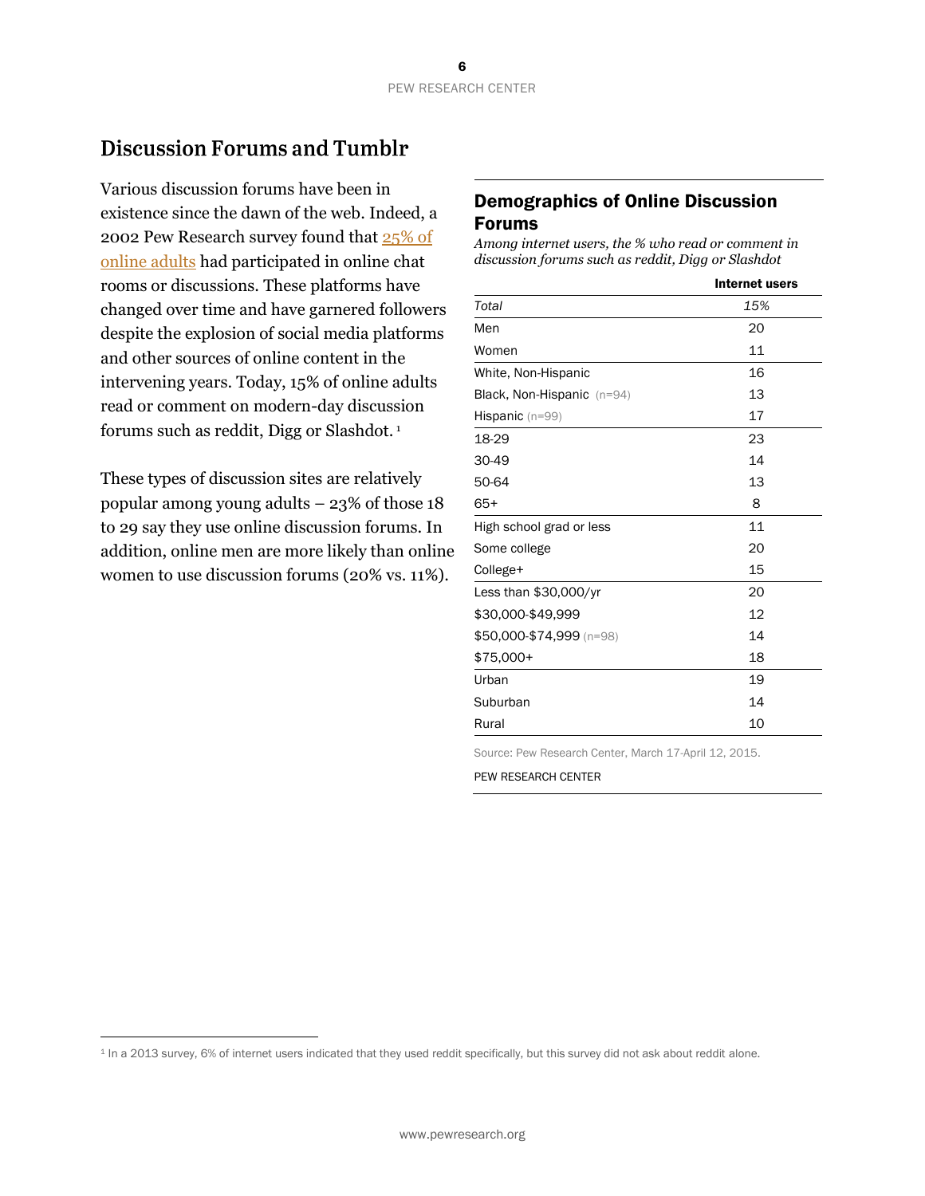## Discussion Forums and Tumblr

Various discussion forums have been in existence since the dawn of the web. Indeed, a 2002 Pew Research survey found that 25% of online adults had participated in online chat rooms or discussions. These platforms have changed over time and have garnered followers despite the explosion of social media platforms and other sources of online content in the intervening years. Today, 15% of online adults read or comment on modern-day discussion forums such as reddit, Digg or Slashdot.[1]

These types of discussion sites are relatively popular among young adults – 23% of those 18 to 29 say they use online discussion forums. In addition, online men are more likely than online women to use discussion forums (20% vs. 11%).

### Demographics of Online Discussion Forums

*Among internet users, the % who read or comment in discussion forums such as reddit, Digg or Slashdot*

| | Internet users |
|---|---|
| *Total* | *15%* |
| Men | 20 |
| Women | 11 |
| White, Non-Hispanic | 16 |
| Black, Non-Hispanic (n=94) | 13 |
| Hispanic (n=99) | 17 |
| 18-29 | 23 |
| 30-49 | 14 |
| 50-64 | 13 |
| 65+ | 8 |
| High school grad or less | 11 |
| Some college | 20 |
| College+ | 15 |
| Less than $30,000/yr | 20 |
| $30,000-$49,999 | 12 |
| $50,000-$74,999 (n=98) | 14 |
| $75,000+ | 18 |
| Urban | 19 |
| Suburban | 14 |
| Rural | 10 |

Source: Pew Research Center, March 17-April 12, 2015.

PEW RESEARCH CENTER

[1] In a 2013 survey, 6% of internet users indicated that they used reddit specifically, but this survey did not ask about reddit alone.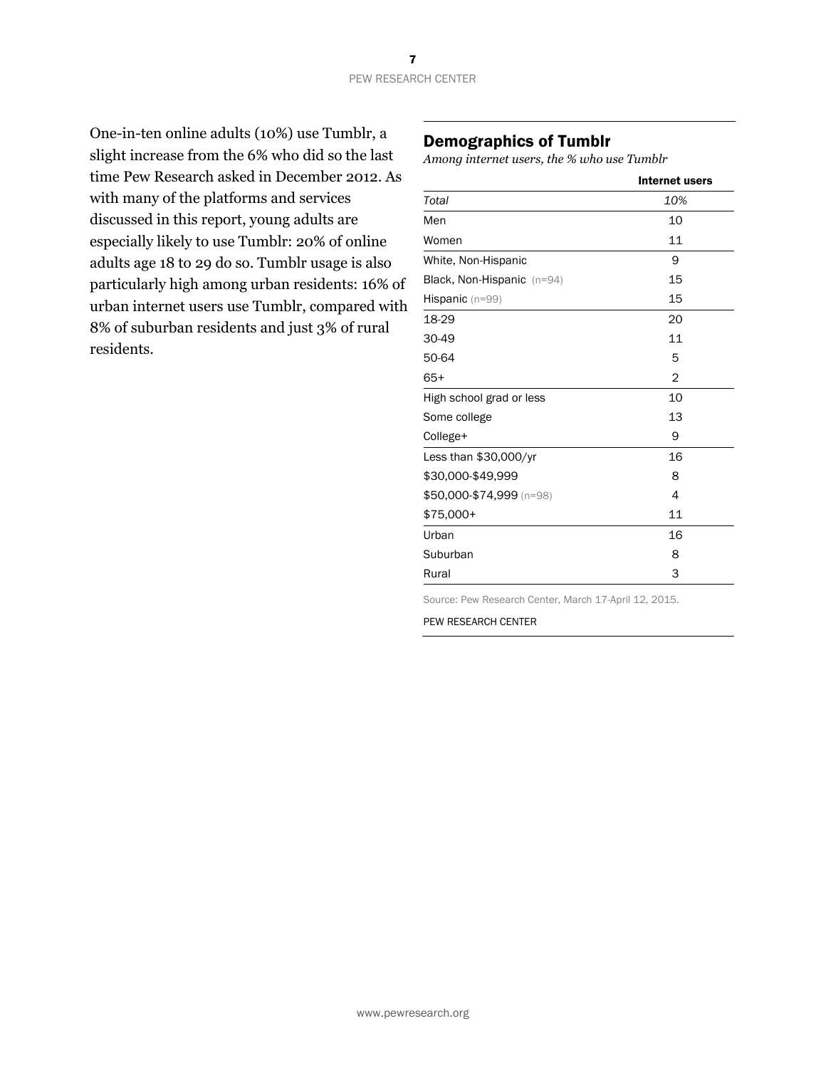One-in-ten online adults (10%) use Tumblr, a slight increase from the 6% who did so the last time Pew Research asked in December 2012. As with many of the platforms and services discussed in this report, young adults are especially likely to use Tumblr: 20% of online adults age 18 to 29 do so. Tumblr usage is also particularly high among urban residents: 16% of urban internet users use Tumblr, compared with 8% of suburban residents and just 3% of rural residents.

## Demographics of Tumblr

*Among internet users, the % who use Tumblr*

| | Internet users |
|---|---|
| *Total* | *10%* |
| Men | 10 |
| Women | 11 |
| White, Non-Hispanic | 9 |
| Black, Non-Hispanic (n=94) | 15 |
| Hispanic (n=99) | 15 |
| 18-29 | 20 |
| 30-49 | 11 |
| 50-64 | 5 |
| 65+ | 2 |
| High school grad or less | 10 |
| Some college | 13 |
| College+ | 9 |
| Less than $30,000/yr | 16 |
| $30,000-$49,999 | 8 |
| $50,000-$74,999 (n=98) | 4 |
| $75,000+ | 11 |
| Urban | 16 |
| Suburban | 8 |
| Rural | 3 |

Source: Pew Research Center, March 17-April 12, 2015.

PEW RESEARCH CENTER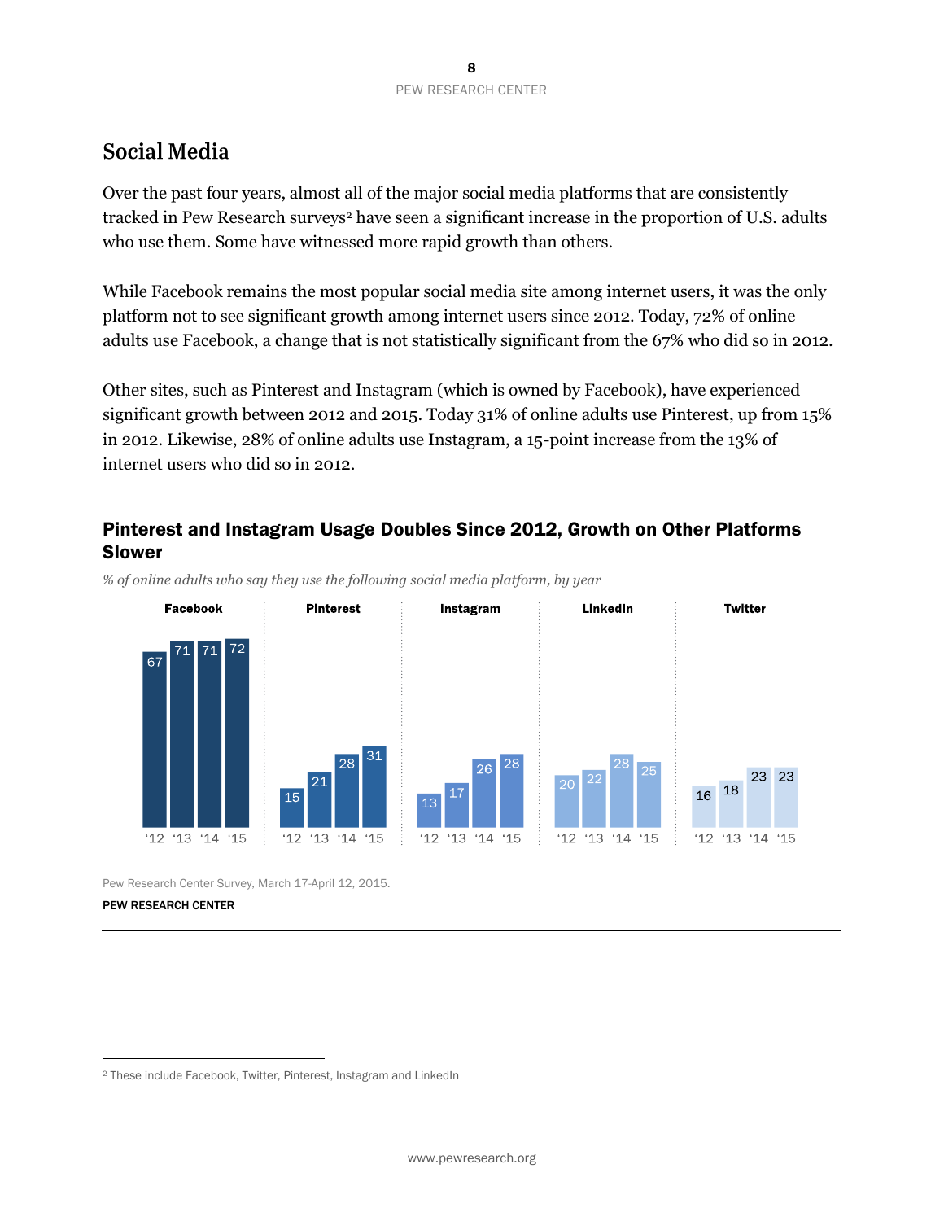## Social Media

Over the past four years, almost all of the major social media platforms that are consistently tracked in Pew Research surveys[2] have seen a significant increase in the proportion of U.S. adults who use them. Some have witnessed more rapid growth than others.

While Facebook remains the most popular social media site among internet users, it was the only platform not to see significant growth among internet users since 2012. Today, 72% of online adults use Facebook, a change that is not statistically significant from the 67% who did so in 2012.

Other sites, such as Pinterest and Instagram (which is owned by Facebook), have experienced significant growth between 2012 and 2015. Today 31% of online adults use Pinterest, up from 15% in 2012. Likewise, 28% of online adults use Instagram, a 15-point increase from the 13% of internet users who did so in 2012.

### Pinterest and Instagram Usage Doubles Since 2012, Growth on Other Platforms Slower

*% of online adults who say they use the following social media platform, by year*

| | '12 | '13 | '14 | '15 |
|---|---|---|---|---|
| Facebook | 67 | 71 | 71 | 72 |
| Pinterest | 15 | 21 | 28 | 31 |
| Instagram | 13 | 17 | 26 | 28 |
| LinkedIn | 20 | 22 | 28 | 25 |
| Twitter | 16 | 18 | 23 | 23 |

Pew Research Center Survey, March 17-April 12, 2015.

PEW RESEARCH CENTER

[2] These include Facebook, Twitter, Pinterest, Instagram and LinkedIn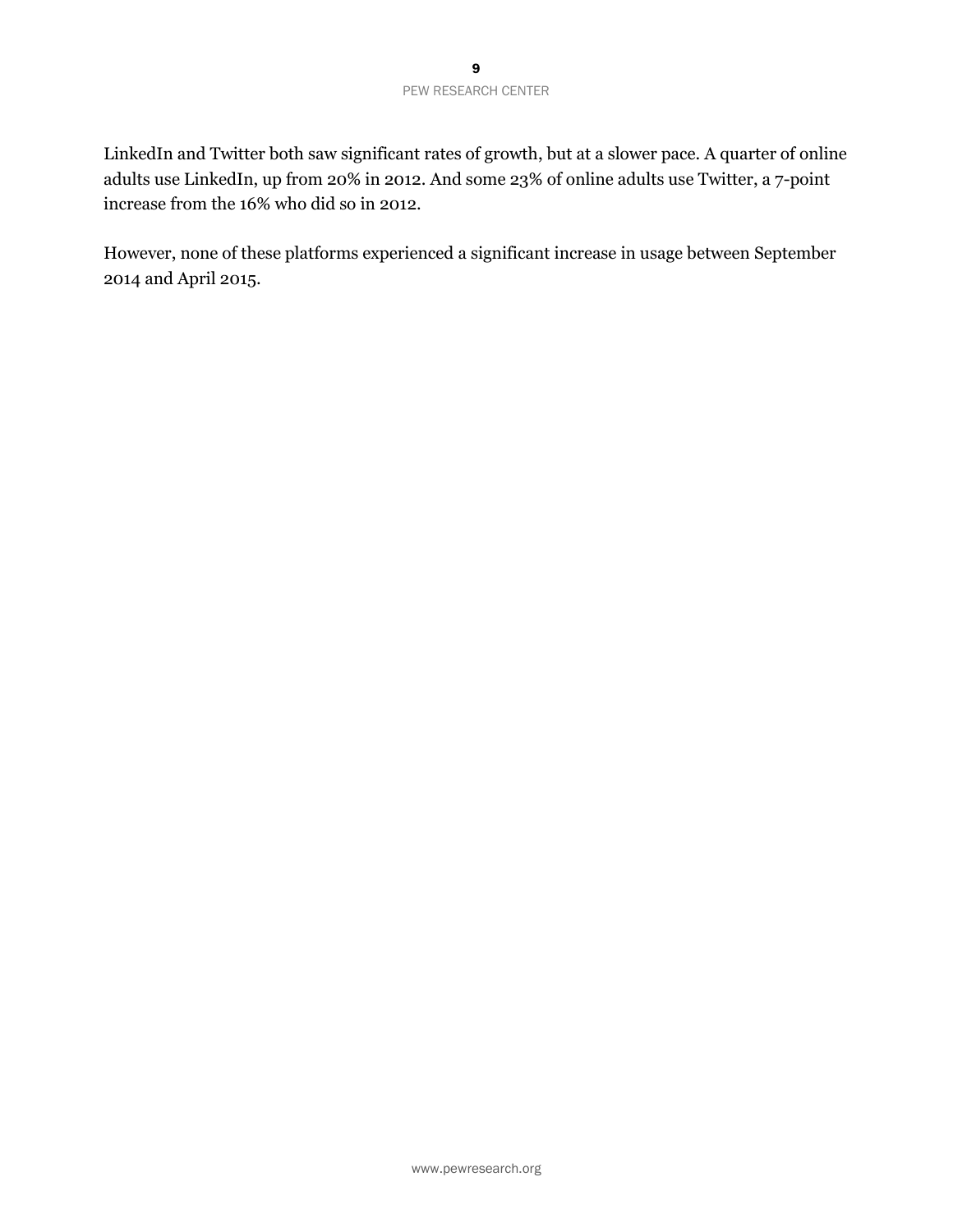LinkedIn and Twitter both saw significant rates of growth, but at a slower pace. A quarter of online adults use LinkedIn, up from 20% in 2012. And some 23% of online adults use Twitter, a 7-point increase from the 16% who did so in 2012.

However, none of these platforms experienced a significant increase in usage between September 2014 and April 2015.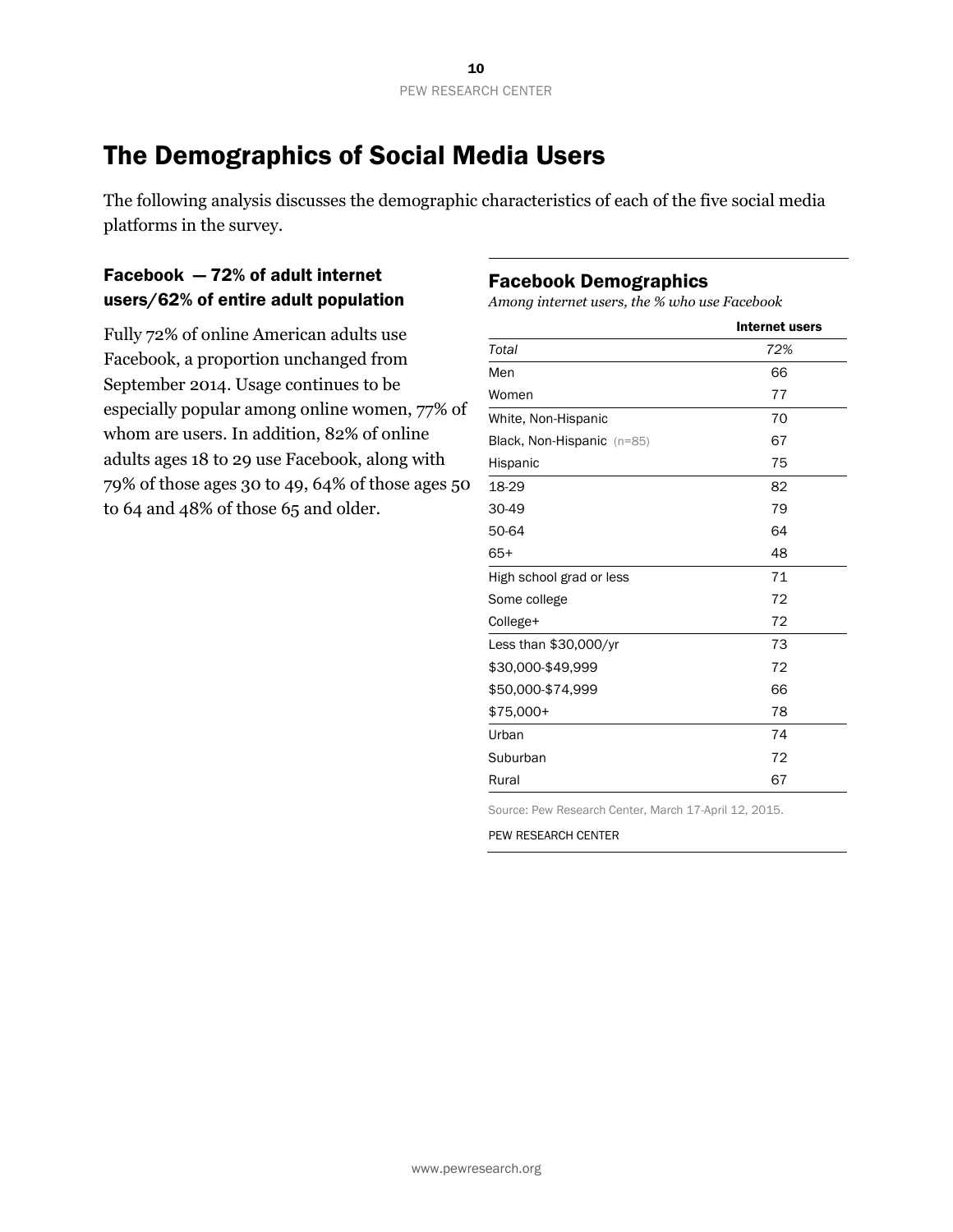# The Demographics of Social Media Users

The following analysis discusses the demographic characteristics of each of the five social media platforms in the survey.

### Facebook — 72% of adult internet users/62% of entire adult population

Fully 72% of online American adults use Facebook, a proportion unchanged from September 2014. Usage continues to be especially popular among online women, 77% of whom are users. In addition, 82% of online adults ages 18 to 29 use Facebook, along with 79% of those ages 30 to 49, 64% of those ages 50 to 64 and 48% of those 65 and older.

### Facebook Demographics

*Among internet users, the % who use Facebook*

| | **Internet users** |
|---|---|
| *Total* | *72%* |
| Men | 66 |
| Women | 77 |
| White, Non-Hispanic | 70 |
| Black, Non-Hispanic (n=85) | 67 |
| Hispanic | 75 |
| 18-29 | 82 |
| 30-49 | 79 |
| 50-64 | 64 |
| 65+ | 48 |
| High school grad or less | 71 |
| Some college | 72 |
| College+ | 72 |
| Less than $30,000/yr | 73 |
| $30,000-$49,999 | 72 |
| $50,000-$74,999 | 66 |
| $75,000+ | 78 |
| Urban | 74 |
| Suburban | 72 |
| Rural | 67 |

Source: Pew Research Center, March 17-April 12, 2015.

PEW RESEARCH CENTER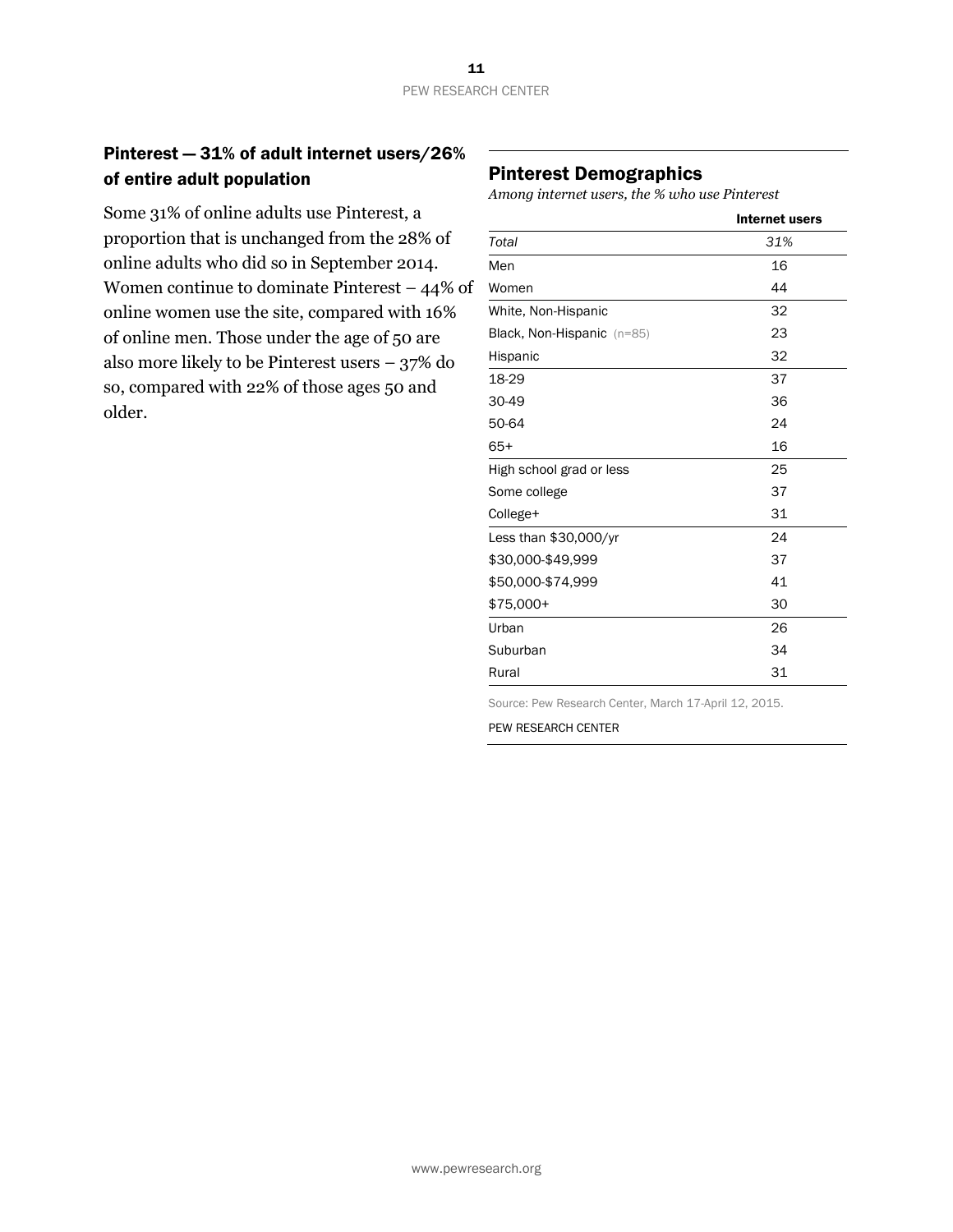## Pinterest — 31% of adult internet users/26% of entire adult population

Some 31% of online adults use Pinterest, a proportion that is unchanged from the 28% of online adults who did so in September 2014. Women continue to dominate Pinterest – 44% of online women use the site, compared with 16% of online men. Those under the age of 50 are also more likely to be Pinterest users – 37% do so, compared with 22% of those ages 50 and older.

### Pinterest Demographics

*Among internet users, the % who use Pinterest*

| | Internet users |
|---|---|
| *Total* | *31%* |
| Men | 16 |
| Women | 44 |
| White, Non-Hispanic | 32 |
| Black, Non-Hispanic (n=85) | 23 |
| Hispanic | 32 |
| 18-29 | 37 |
| 30-49 | 36 |
| 50-64 | 24 |
| 65+ | 16 |
| High school grad or less | 25 |
| Some college | 37 |
| College+ | 31 |
| Less than $30,000/yr | 24 |
| $30,000-$49,999 | 37 |
| $50,000-$74,999 | 41 |
| $75,000+ | 30 |
| Urban | 26 |
| Suburban | 34 |
| Rural | 31 |

Source: Pew Research Center, March 17-April 12, 2015.

PEW RESEARCH CENTER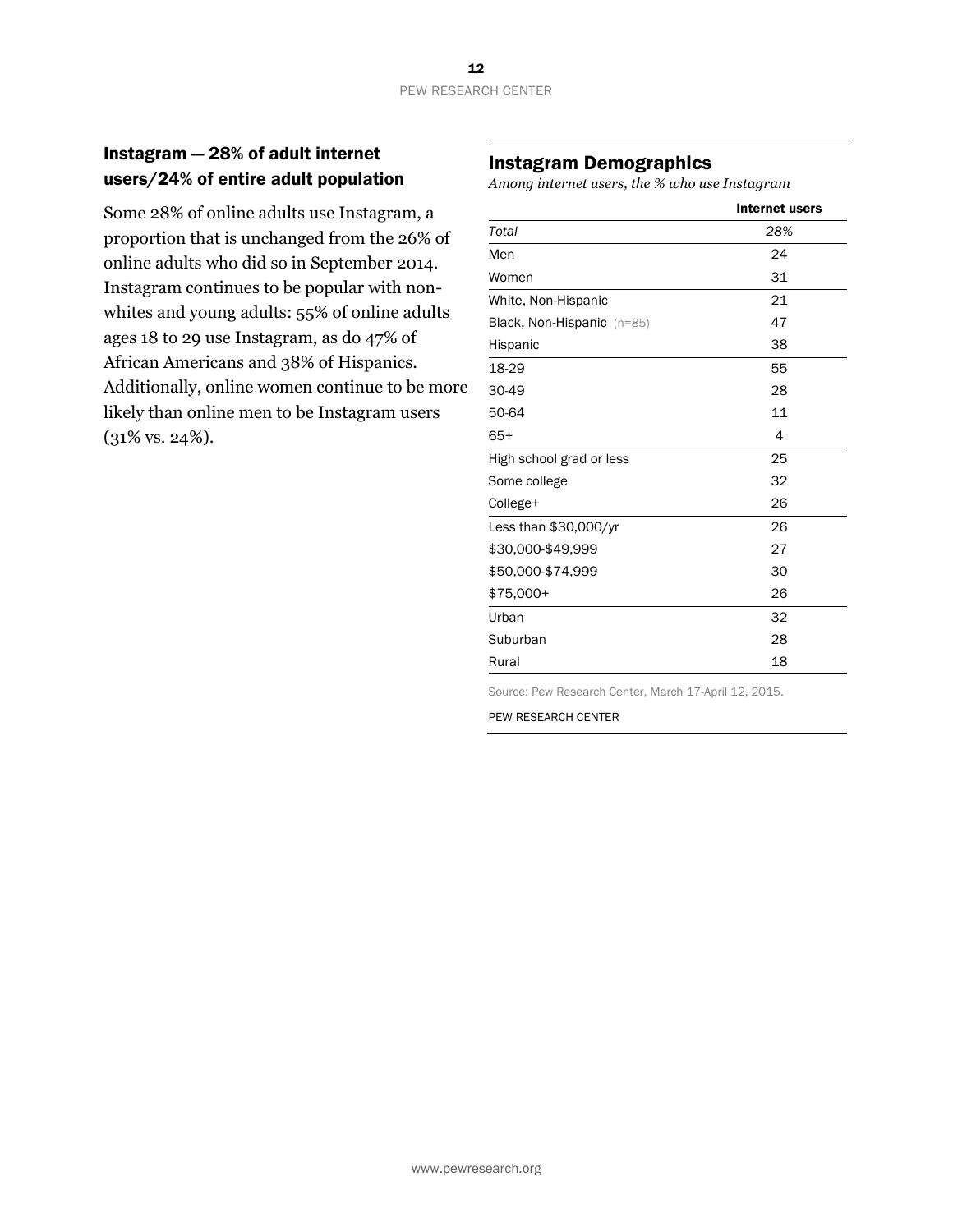## Instagram — 28% of adult internet users/24% of entire adult population

Some 28% of online adults use Instagram, a proportion that is unchanged from the 26% of online adults who did so in September 2014. Instagram continues to be popular with non-whites and young adults: 55% of online adults ages 18 to 29 use Instagram, as do 47% of African Americans and 38% of Hispanics. Additionally, online women continue to be more likely than online men to be Instagram users (31% vs. 24%).

### Instagram Demographics

*Among internet users, the % who use Instagram*

| | Internet users |
|---|---|
| *Total* | *28%* |
| Men | 24 |
| Women | 31 |
| White, Non-Hispanic | 21 |
| Black, Non-Hispanic (n=85) | 47 |
| Hispanic | 38 |
| 18-29 | 55 |
| 30-49 | 28 |
| 50-64 | 11 |
| 65+ | 4 |
| High school grad or less | 25 |
| Some college | 32 |
| College+ | 26 |
| Less than $30,000/yr | 26 |
| $30,000-$49,999 | 27 |
| $50,000-$74,999 | 30 |
| $75,000+ | 26 |
| Urban | 32 |
| Suburban | 28 |
| Rural | 18 |

Source: Pew Research Center, March 17-April 12, 2015.

PEW RESEARCH CENTER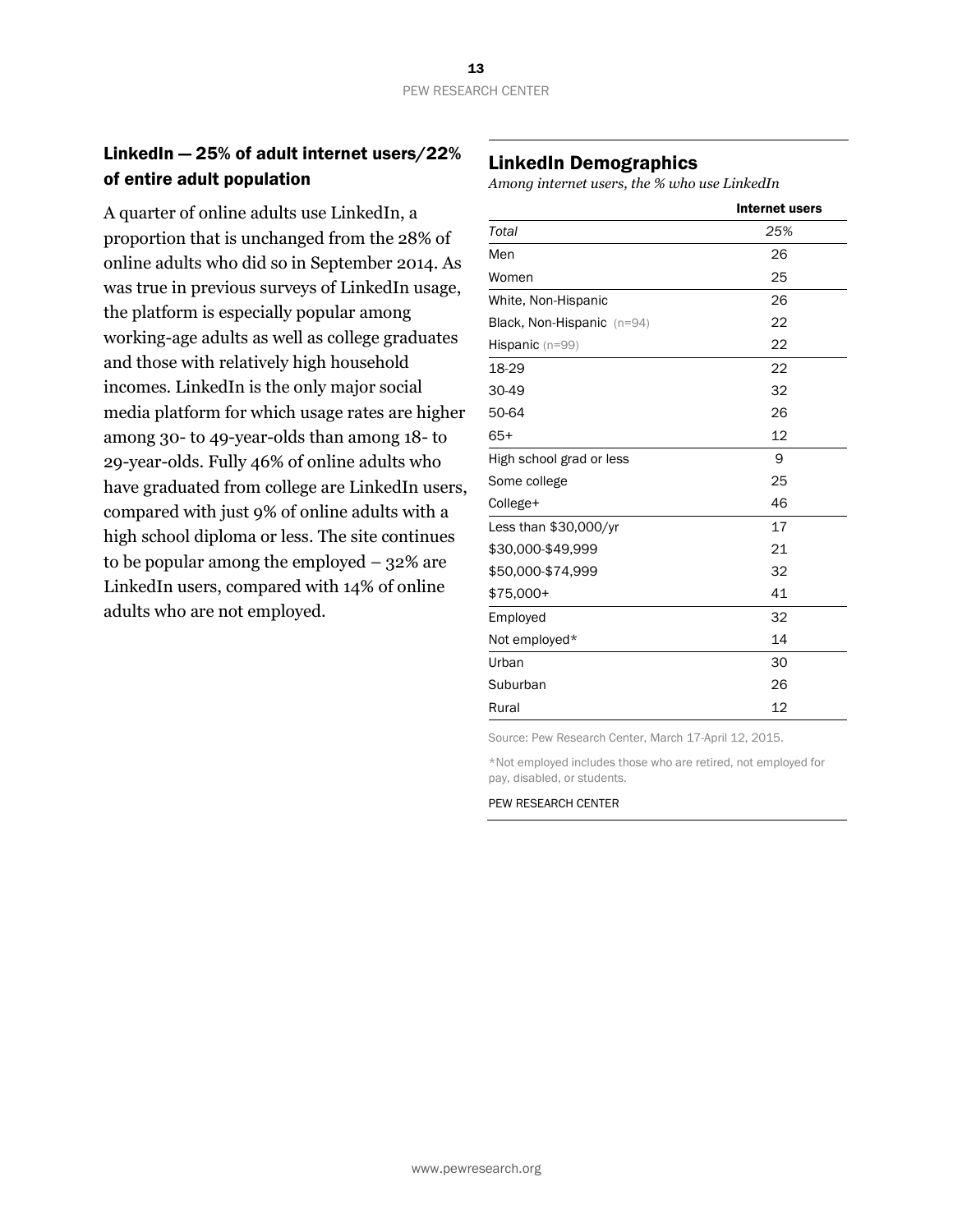## LinkedIn — 25% of adult internet users/22% of entire adult population

A quarter of online adults use LinkedIn, a proportion that is unchanged from the 28% of online adults who did so in September 2014. As was true in previous surveys of LinkedIn usage, the platform is especially popular among working-age adults as well as college graduates and those with relatively high household incomes. LinkedIn is the only major social media platform for which usage rates are higher among 30- to 49-year-olds than among 18- to 29-year-olds. Fully 46% of online adults who have graduated from college are LinkedIn users, compared with just 9% of online adults with a high school diploma or less. The site continues to be popular among the employed – 32% are LinkedIn users, compared with 14% of online adults who are not employed.

### LinkedIn Demographics

*Among internet users, the % who use LinkedIn*

| | Internet users |
|---|---|
| *Total* | *25%* |
| Men | 26 |
| Women | 25 |
| White, Non-Hispanic | 26 |
| Black, Non-Hispanic (n=94) | 22 |
| Hispanic (n=99) | 22 |
| 18-29 | 22 |
| 30-49 | 32 |
| 50-64 | 26 |
| 65+ | 12 |
| High school grad or less | 9 |
| Some college | 25 |
| College+ | 46 |
| Less than $30,000/yr | 17 |
| $30,000-$49,999 | 21 |
| $50,000-$74,999 | 32 |
| $75,000+ | 41 |
| Employed | 32 |
| Not employed* | 14 |
| Urban | 30 |
| Suburban | 26 |
| Rural | 12 |

Source: Pew Research Center, March 17-April 12, 2015.

*Not employed includes those who are retired, not employed for pay, disabled, or students.

PEW RESEARCH CENTER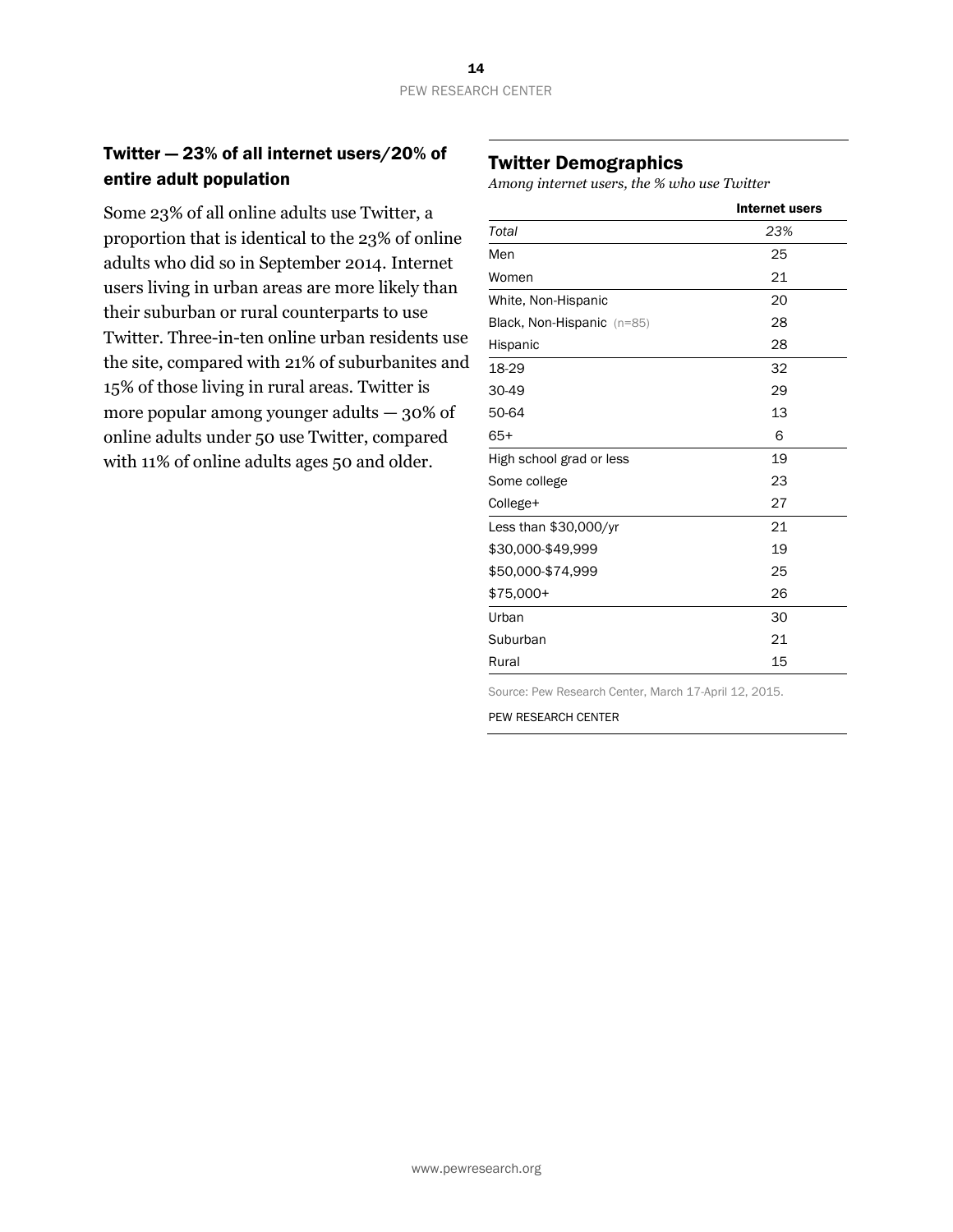## Twitter — 23% of all internet users/20% of entire adult population

Some 23% of all online adults use Twitter, a proportion that is identical to the 23% of online adults who did so in September 2014. Internet users living in urban areas are more likely than their suburban or rural counterparts to use Twitter. Three-in-ten online urban residents use the site, compared with 21% of suburbanites and 15% of those living in rural areas. Twitter is more popular among younger adults — 30% of online adults under 50 use Twitter, compared with 11% of online adults ages 50 and older.

## Twitter Demographics

*Among internet users, the % who use Twitter*

| | Internet users |
|---|---|
| *Total* | *23%* |
| Men | 25 |
| Women | 21 |
| White, Non-Hispanic | 20 |
| Black, Non-Hispanic (n=85) | 28 |
| Hispanic | 28 |
| 18-29 | 32 |
| 30-49 | 29 |
| 50-64 | 13 |
| 65+ | 6 |
| High school grad or less | 19 |
| Some college | 23 |
| College+ | 27 |
| Less than $30,000/yr | 21 |
| $30,000-$49,999 | 19 |
| $50,000-$74,999 | 25 |
| $75,000+ | 26 |
| Urban | 30 |
| Suburban | 21 |
| Rural | 15 |

Source: Pew Research Center, March 17-April 12, 2015.

PEW RESEARCH CENTER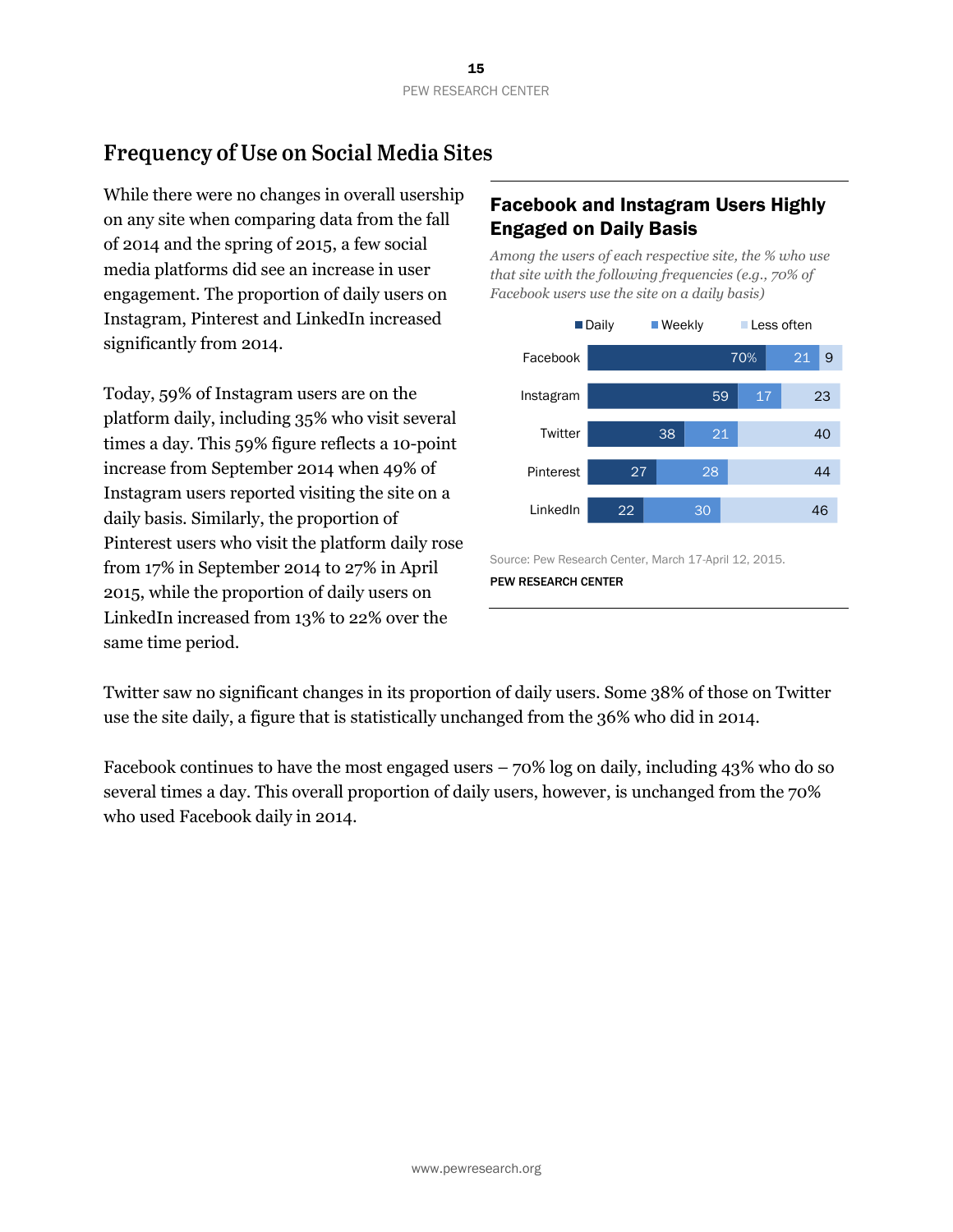## Frequency of Use on Social Media Sites

While there were no changes in overall usership on any site when comparing data from the fall of 2014 and the spring of 2015, a few social media platforms did see an increase in user engagement. The proportion of daily users on Instagram, Pinterest and LinkedIn increased significantly from 2014.

Today, 59% of Instagram users are on the platform daily, including 35% who visit several times a day. This 59% figure reflects a 10-point increase from September 2014 when 49% of Instagram users reported visiting the site on a daily basis. Similarly, the proportion of Pinterest users who visit the platform daily rose from 17% in September 2014 to 27% in April 2015, while the proportion of daily users on LinkedIn increased from 13% to 22% over the same time period.

**Facebook and Instagram Users Highly Engaged on Daily Basis**

*Among the users of each respective site, the % who use that site with the following frequencies (e.g., 70% of Facebook users use the site on a daily basis)*

| | Daily | Weekly | Less often |
|---|---|---|---|
| Facebook | 70% | 21 | 9 |
| Instagram | 59 | 17 | 23 |
| Twitter | 38 | 21 | 40 |
| Pinterest | 27 | 28 | 44 |
| LinkedIn | 22 | 30 | 46 |

Source: Pew Research Center, March 17-April 12, 2015.

PEW RESEARCH CENTER

Twitter saw no significant changes in its proportion of daily users. Some 38% of those on Twitter use the site daily, a figure that is statistically unchanged from the 36% who did in 2014.

Facebook continues to have the most engaged users – 70% log on daily, including 43% who do so several times a day. This overall proportion of daily users, however, is unchanged from the 70% who used Facebook daily in 2014.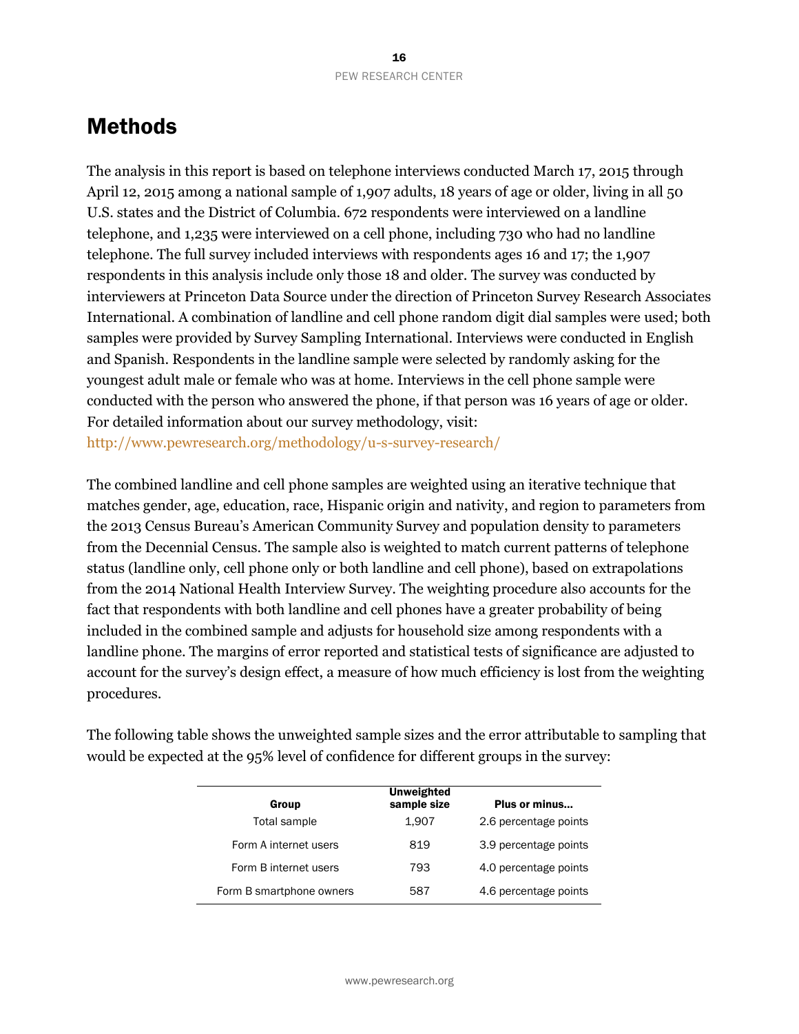# Methods

The analysis in this report is based on telephone interviews conducted March 17, 2015 through April 12, 2015 among a national sample of 1,907 adults, 18 years of age or older, living in all 50 U.S. states and the District of Columbia. 672 respondents were interviewed on a landline telephone, and 1,235 were interviewed on a cell phone, including 730 who had no landline telephone. The full survey included interviews with respondents ages 16 and 17; the 1,907 respondents in this analysis include only those 18 and older. The survey was conducted by interviewers at Princeton Data Source under the direction of Princeton Survey Research Associates International. A combination of landline and cell phone random digit dial samples were used; both samples were provided by Survey Sampling International. Interviews were conducted in English and Spanish. Respondents in the landline sample were selected by randomly asking for the youngest adult male or female who was at home. Interviews in the cell phone sample were conducted with the person who answered the phone, if that person was 16 years of age or older. For detailed information about our survey methodology, visit: http://www.pewresearch.org/methodology/u-s-survey-research/

The combined landline and cell phone samples are weighted using an iterative technique that matches gender, age, education, race, Hispanic origin and nativity, and region to parameters from the 2013 Census Bureau's American Community Survey and population density to parameters from the Decennial Census. The sample also is weighted to match current patterns of telephone status (landline only, cell phone only or both landline and cell phone), based on extrapolations from the 2014 National Health Interview Survey. The weighting procedure also accounts for the fact that respondents with both landline and cell phones have a greater probability of being included in the combined sample and adjusts for household size among respondents with a landline phone. The margins of error reported and statistical tests of significance are adjusted to account for the survey's design effect, a measure of how much efficiency is lost from the weighting procedures.

The following table shows the unweighted sample sizes and the error attributable to sampling that would be expected at the 95% level of confidence for different groups in the survey:

| Group | Unweighted sample size | Plus or minus… |
|---|---|---|
| Total sample | 1,907 | 2.6 percentage points |
| Form A internet users | 819 | 3.9 percentage points |
| Form B internet users | 793 | 4.0 percentage points |
| Form B smartphone owners | 587 | 4.6 percentage points |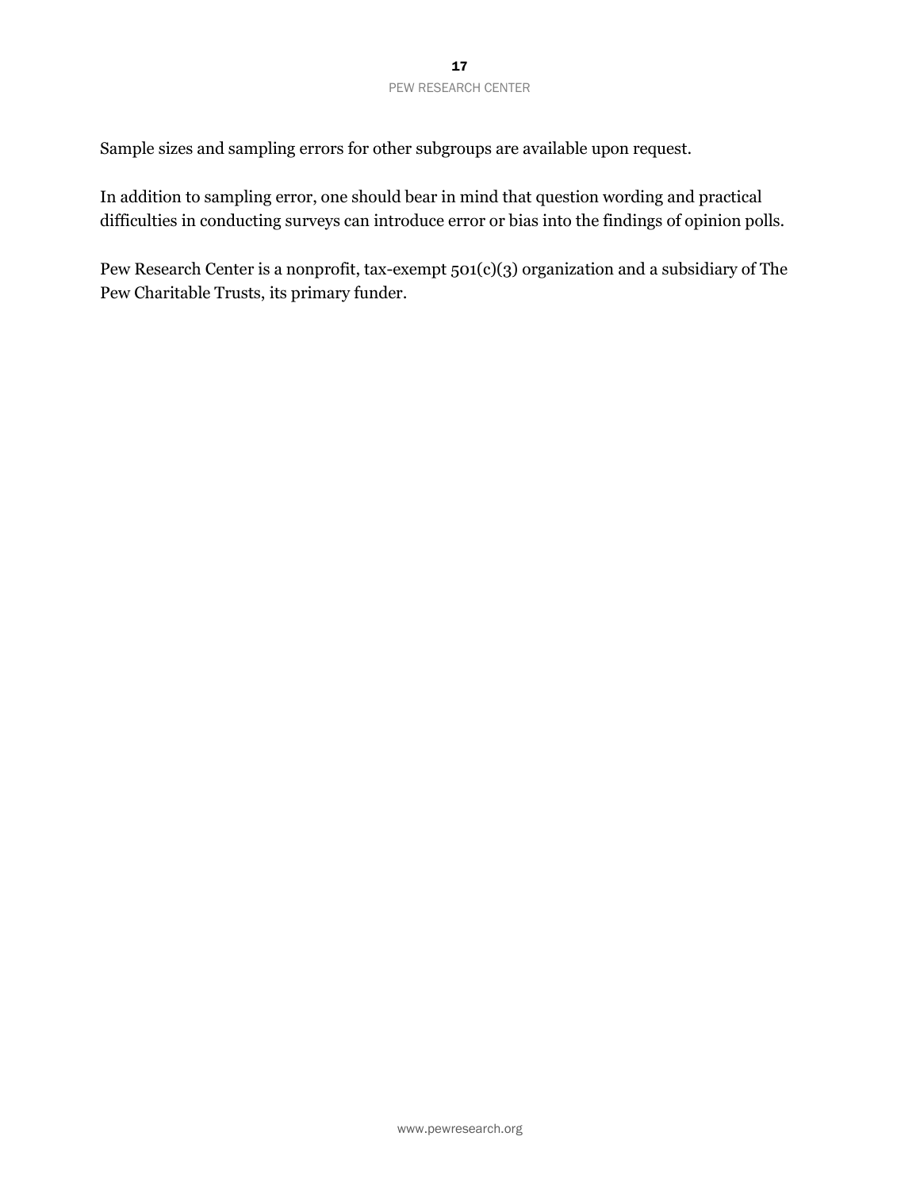Sample sizes and sampling errors for other subgroups are available upon request.

In addition to sampling error, one should bear in mind that question wording and practical difficulties in conducting surveys can introduce error or bias into the findings of opinion polls.

Pew Research Center is a nonprofit, tax-exempt 501(c)(3) organization and a subsidiary of The Pew Charitable Trusts, its primary funder.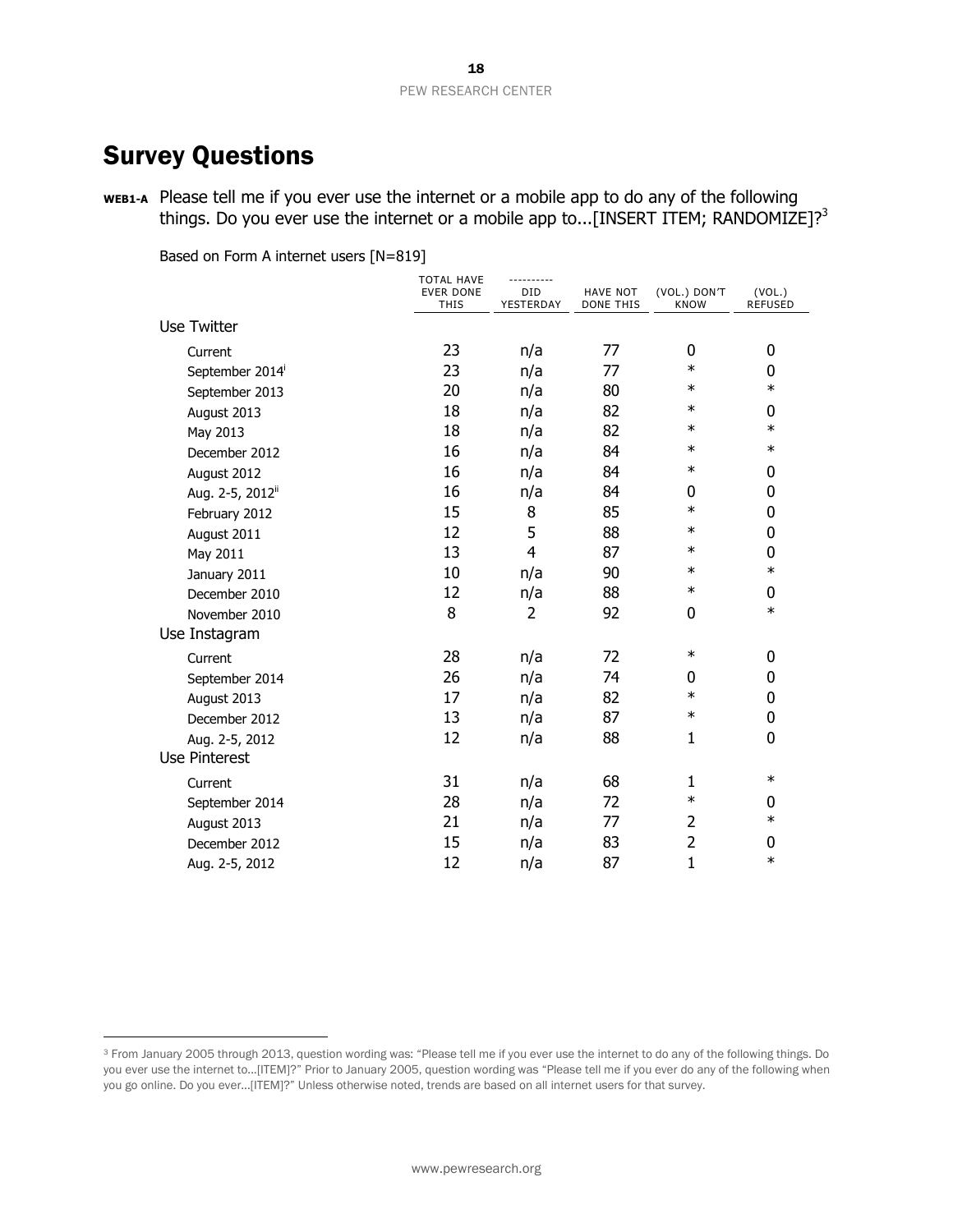## Survey Questions

**WEB1-A** Please tell me if you ever use the internet or a mobile app to do any of the following things. Do you ever use the internet or a mobile app to...[INSERT ITEM; RANDOMIZE]?[3]

Based on Form A internet users [N=819]

| | TOTAL HAVE EVER DONE THIS | ---------- DID YESTERDAY | HAVE NOT DONE THIS | (VOL.) DON'T KNOW | (VOL.) REFUSED |
|---|---|---|---|---|---|
| **Use Twitter** | | | | | |
| Current | 23 | n/a | 77 | 0 | 0 |
| September 2014[i] | 23 | n/a | 77 | * | 0 |
| September 2013 | 20 | n/a | 80 | * | * |
| August 2013 | 18 | n/a | 82 | * | 0 |
| May 2013 | 18 | n/a | 82 | * | * |
| December 2012 | 16 | n/a | 84 | * | * |
| August 2012 | 16 | n/a | 84 | * | 0 |
| Aug. 2-5, 2012[ii] | 16 | n/a | 84 | 0 | 0 |
| February 2012 | 15 | 8 | 85 | * | 0 |
| August 2011 | 12 | 5 | 88 | * | 0 |
| May 2011 | 13 | 4 | 87 | * | 0 |
| January 2011 | 10 | n/a | 90 | * | * |
| December 2010 | 12 | n/a | 88 | * | 0 |
| November 2010 | 8 | 2 | 92 | 0 | * |
| **Use Instagram** | | | | | |
| Current | 28 | n/a | 72 | * | 0 |
| September 2014 | 26 | n/a | 74 | 0 | 0 |
| August 2013 | 17 | n/a | 82 | * | 0 |
| December 2012 | 13 | n/a | 87 | * | 0 |
| Aug. 2-5, 2012 | 12 | n/a | 88 | 1 | 0 |
| **Use Pinterest** | | | | | |
| Current | 31 | n/a | 68 | 1 | * |
| September 2014 | 28 | n/a | 72 | * | 0 |
| August 2013 | 21 | n/a | 77 | 2 | * |
| December 2012 | 15 | n/a | 83 | 2 | 0 |
| Aug. 2-5, 2012 | 12 | n/a | 87 | 1 | * |

[3] From January 2005 through 2013, question wording was: "Please tell me if you ever use the internet to do any of the following things. Do you ever use the internet to...[ITEM]?" Prior to January 2005, question wording was "Please tell me if you ever do any of the following when you go online. Do you ever...[ITEM]?" Unless otherwise noted, trends are based on all internet users for that survey.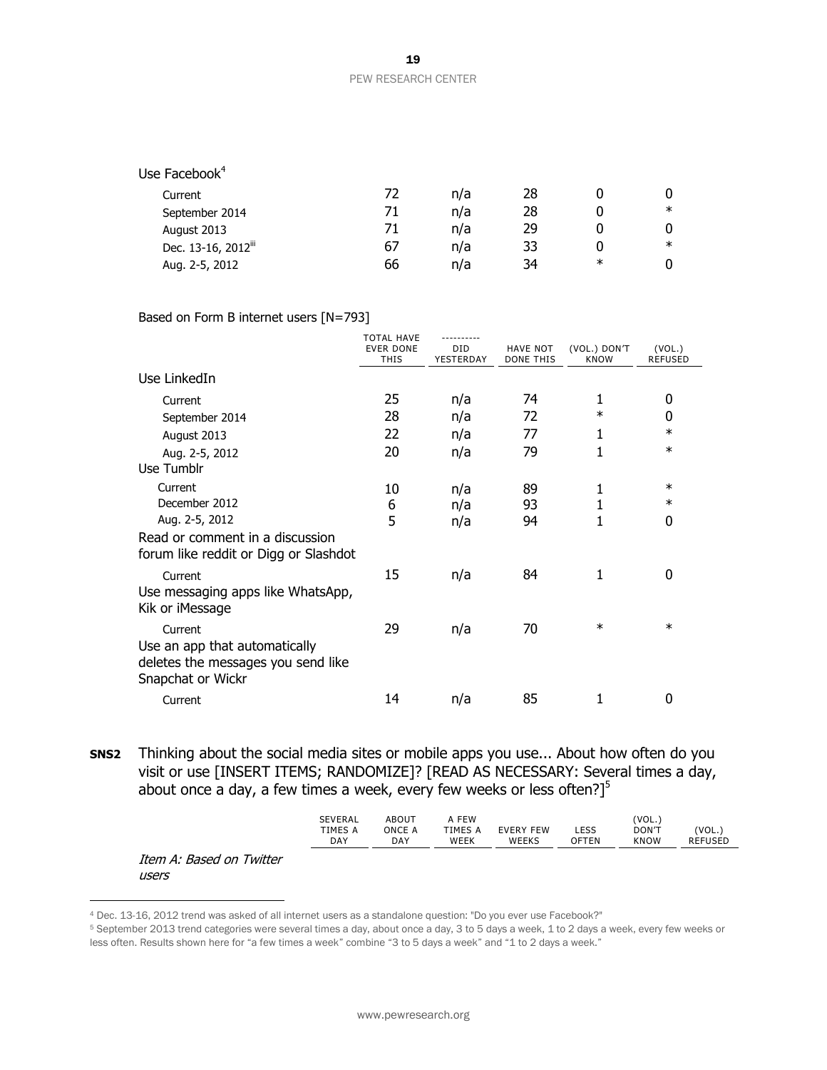| | | | | | |
|---|---|---|---|---|---|
| Use Facebook[4] | | | | | |
| Current | 72 | n/a | 28 | 0 | 0 |
| September 2014 | 71 | n/a | 28 | 0 | * |
| August 2013 | 71 | n/a | 29 | 0 | 0 |
| Dec. 13-16, 2012[iii] | 67 | n/a | 33 | 0 | * |
| Aug. 2-5, 2012 | 66 | n/a | 34 | * | 0 |

Based on Form B internet users [N=793]

| | TOTAL HAVE EVER DONE THIS | ---------- DID YESTERDAY | HAVE NOT DONE THIS | (VOL.) DON'T KNOW | (VOL.) REFUSED |
|---|---|---|---|---|---|
| Use LinkedIn | | | | | |
| Current | 25 | n/a | 74 | 1 | 0 |
| September 2014 | 28 | n/a | 72 | * | 0 |
| August 2013 | 22 | n/a | 77 | 1 | * |
| Aug. 2-5, 2012 | 20 | n/a | 79 | 1 | * |
| Use Tumblr | | | | | |
| Current | 10 | n/a | 89 | 1 | * |
| December 2012 | 6 | n/a | 93 | 1 | * |
| Aug. 2-5, 2012 | 5 | n/a | 94 | 1 | 0 |
| Read or comment in a discussion forum like reddit or Digg or Slashdot | | | | | |
| Current | 15 | n/a | 84 | 1 | 0 |
| Use messaging apps like WhatsApp, Kik or iMessage | | | | | |
| Current | 29 | n/a | 70 | * | * |
| Use an app that automatically deletes the messages you send like Snapchat or Wickr | | | | | |
| Current | 14 | n/a | 85 | 1 | 0 |

**SNS2** Thinking about the social media sites or mobile apps you use... About how often do you visit or use [INSERT ITEMS; RANDOMIZE]? [READ AS NECESSARY: Several times a day, about once a day, a few times a week, every few weeks or less often?][5]

| | SEVERAL TIMES A DAY | ABOUT ONCE A DAY | A FEW TIMES A WEEK | EVERY FEW WEEKS | LESS OFTEN | (VOL.) DON'T KNOW | (VOL.) REFUSED |
|---|---|---|---|---|---|---|---|
| *Item A: Based on Twitter users* | | | | | | | |

[4] Dec. 13-16, 2012 trend was asked of all internet users as a standalone question: "Do you ever use Facebook?"

[5] September 2013 trend categories were several times a day, about once a day, 3 to 5 days a week, 1 to 2 days a week, every few weeks or less often. Results shown here for "a few times a week" combine "3 to 5 days a week" and "1 to 2 days a week."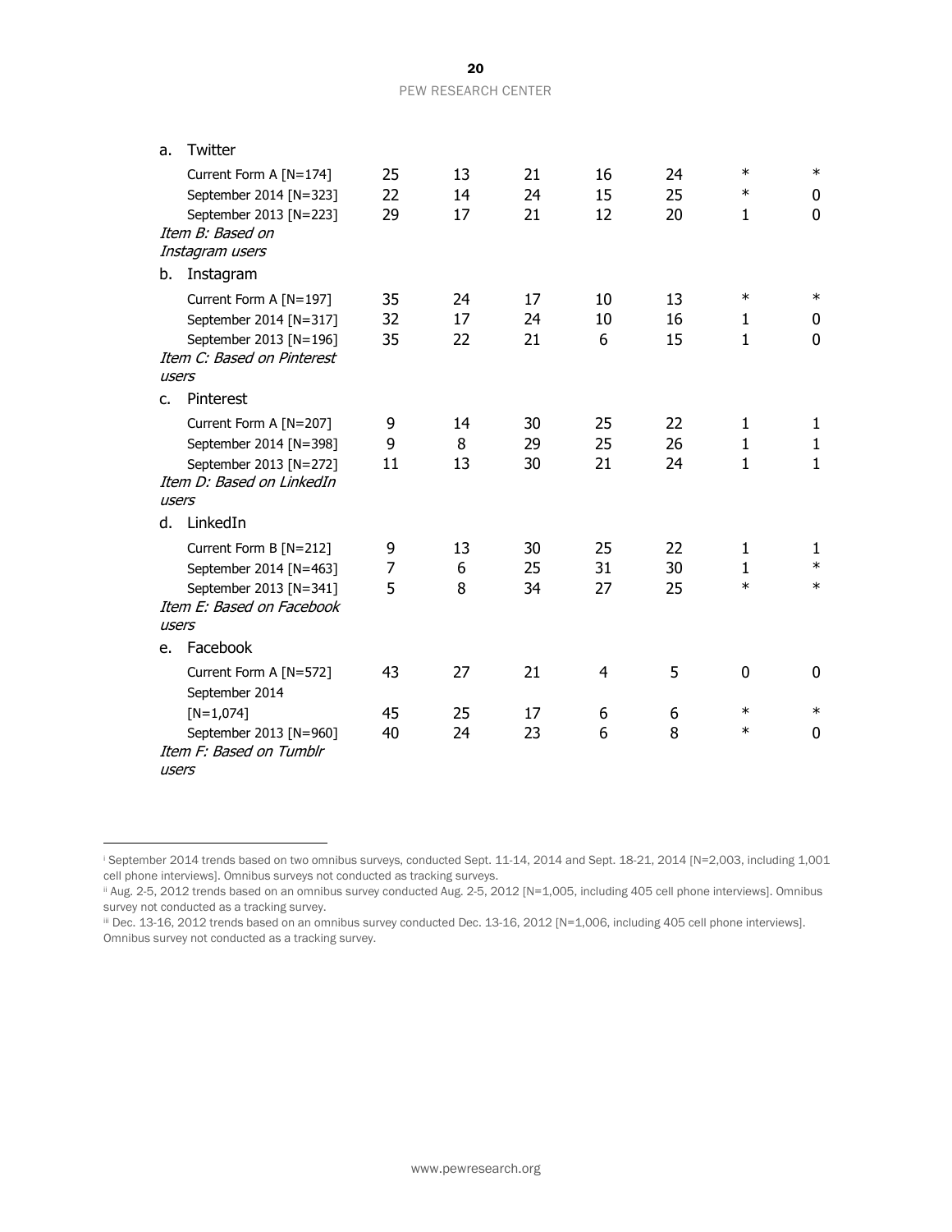| | | | | | | | |
|---|---|---|---|---|---|---|---|
| a. Twitter | | | | | | | |
| Current Form A [N=174] | 25 | 13 | 21 | 16 | 24 | * | * |
| September 2014 [N=323] | 22 | 14 | 24 | 15 | 25 | * | 0 |
| September 2013 [N=223] | 29 | 17 | 21 | 12 | 20 | 1 | 0 |
| *Item B: Based on Instagram users* | | | | | | | |
| b. Instagram | | | | | | | |
| Current Form A [N=197] | 35 | 24 | 17 | 10 | 13 | * | * |
| September 2014 [N=317] | 32 | 17 | 24 | 10 | 16 | 1 | 0 |
| September 2013 [N=196] | 35 | 22 | 21 | 6 | 15 | 1 | 0 |
| *Item C: Based on Pinterest users* | | | | | | | |
| c. Pinterest | | | | | | | |
| Current Form A [N=207] | 9 | 14 | 30 | 25 | 22 | 1 | 1 |
| September 2014 [N=398] | 9 | 8 | 29 | 25 | 26 | 1 | 1 |
| September 2013 [N=272] | 11 | 13 | 30 | 21 | 24 | 1 | 1 |
| *Item D: Based on LinkedIn users* | | | | | | | |
| d. LinkedIn | | | | | | | |
| Current Form B [N=212] | 9 | 13 | 30 | 25 | 22 | 1 | 1 |
| September 2014 [N=463] | 7 | 6 | 25 | 31 | 30 | 1 | * |
| September 2013 [N=341] | 5 | 8 | 34 | 27 | 25 | * | * |
| *Item E: Based on Facebook users* | | | | | | | |
| e. Facebook | | | | | | | |
| Current Form A [N=572] | 43 | 27 | 21 | 4 | 5 | 0 | 0 |
| September 2014 [N=1,074] | 45 | 25 | 17 | 6 | 6 | * | * |
| September 2013 [N=960] | 40 | 24 | 23 | 6 | 8 | * | 0 |
| *Item F: Based on Tumblr users* | | | | | | | |

---

[i] September 2014 trends based on two omnibus surveys, conducted Sept. 11-14, 2014 and Sept. 18-21, 2014 [N=2,003, including 1,001 cell phone interviews]. Omnibus surveys not conducted as tracking surveys.

[ii] Aug. 2-5, 2012 trends based on an omnibus survey conducted Aug. 2-5, 2012 [N=1,005, including 405 cell phone interviews]. Omnibus survey not conducted as a tracking survey.

[iii] Dec. 13-16, 2012 trends based on an omnibus survey conducted Dec. 13-16, 2012 [N=1,006, including 405 cell phone interviews]. Omnibus survey not conducted as a tracking survey.